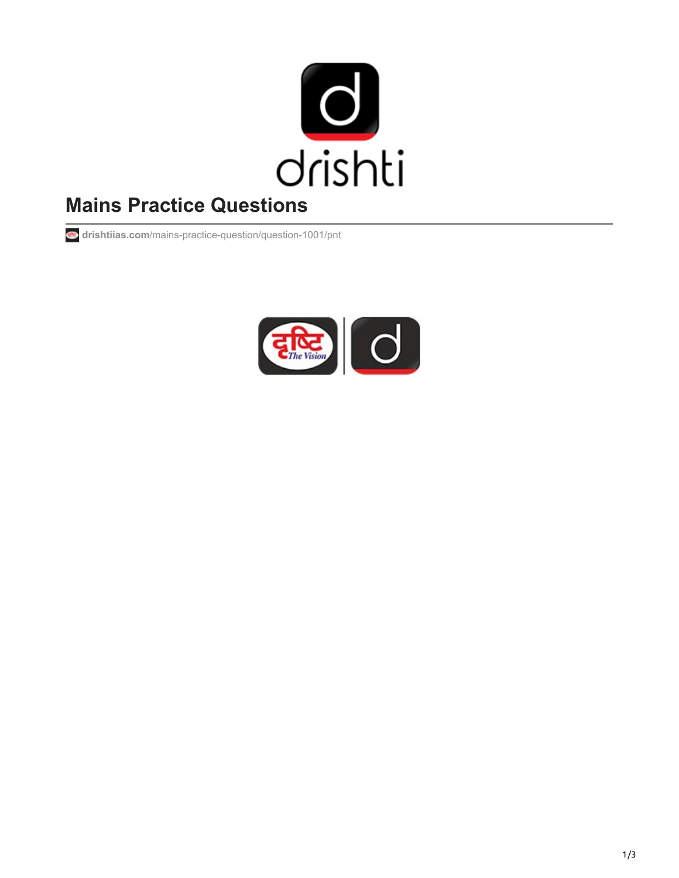# Mains Practice Questions

drishtiias.com/mains-practice-question/question-1001/pnt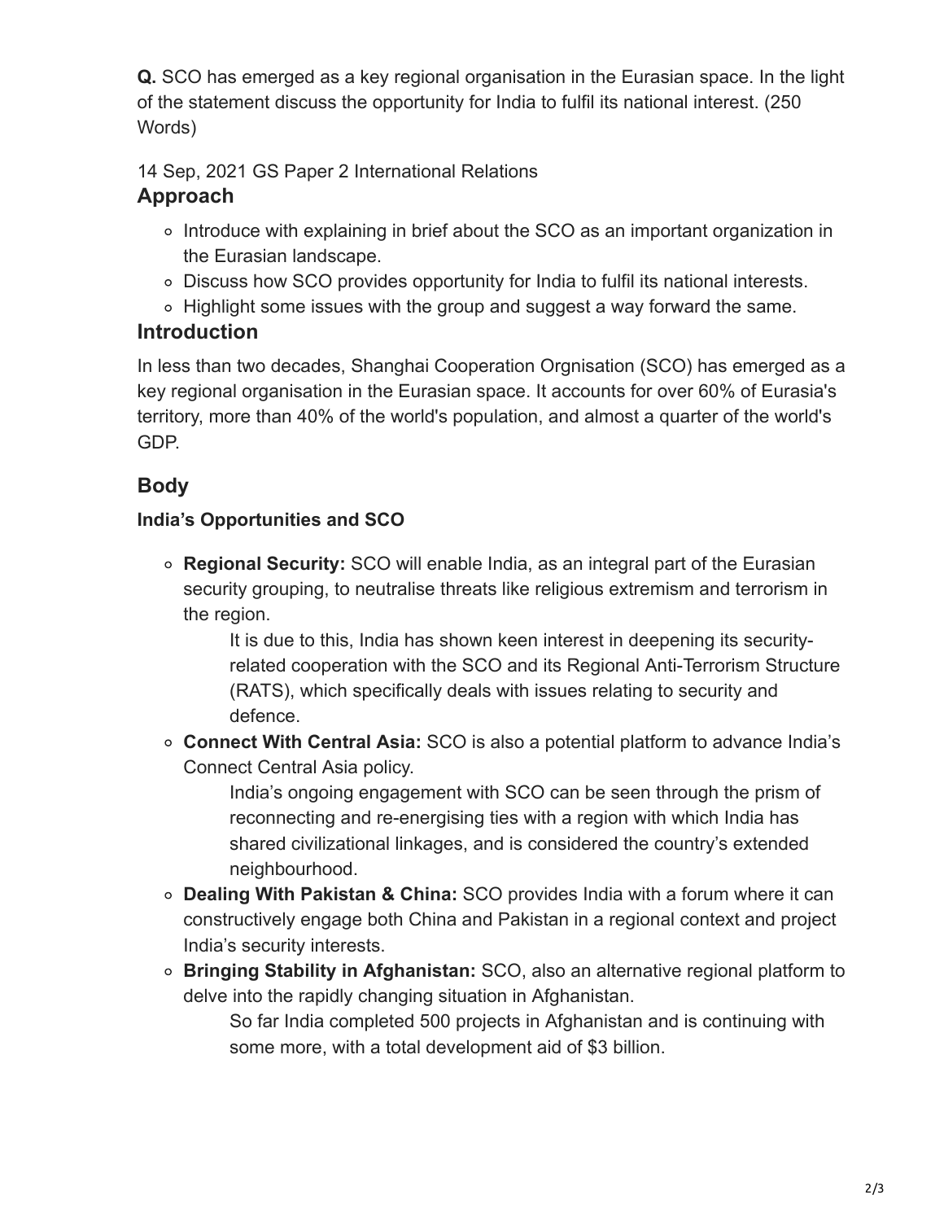**Q.** SCO has emerged as a key regional organisation in the Eurasian space. In the light of the statement discuss the opportunity for India to fulfil its national interest. (250 Words)

14 Sep, 2021 GS Paper 2 International Relations

## Approach

- Introduce with explaining in brief about the SCO as an important organization in the Eurasian landscape.
- Discuss how SCO provides opportunity for India to fulfil its national interests.
- Highlight some issues with the group and suggest a way forward the same.

## Introduction

In less than two decades, Shanghai Cooperation Orgnisation (SCO) has emerged as a key regional organisation in the Eurasian space. It accounts for over 60% of Eurasia's territory, more than 40% of the world's population, and almost a quarter of the world's GDP.

## Body

### India's Opportunities and SCO

- **Regional Security:** SCO will enable India, as an integral part of the Eurasian security grouping, to neutralise threats like religious extremism and terrorism in the region.
  - It is due to this, India has shown keen interest in deepening its security-related cooperation with the SCO and its Regional Anti-Terrorism Structure (RATS), which specifically deals with issues relating to security and defence.
- **Connect With Central Asia:** SCO is also a potential platform to advance India's Connect Central Asia policy.
  - India's ongoing engagement with SCO can be seen through the prism of reconnecting and re-energising ties with a region with which India has shared civilizational linkages, and is considered the country's extended neighbourhood.
- **Dealing With Pakistan & China:** SCO provides India with a forum where it can constructively engage both China and Pakistan in a regional context and project India's security interests.
- **Bringing Stability in Afghanistan:** SCO, also an alternative regional platform to delve into the rapidly changing situation in Afghanistan.
  - So far India completed 500 projects in Afghanistan and is continuing with some more, with a total development aid of $3 billion.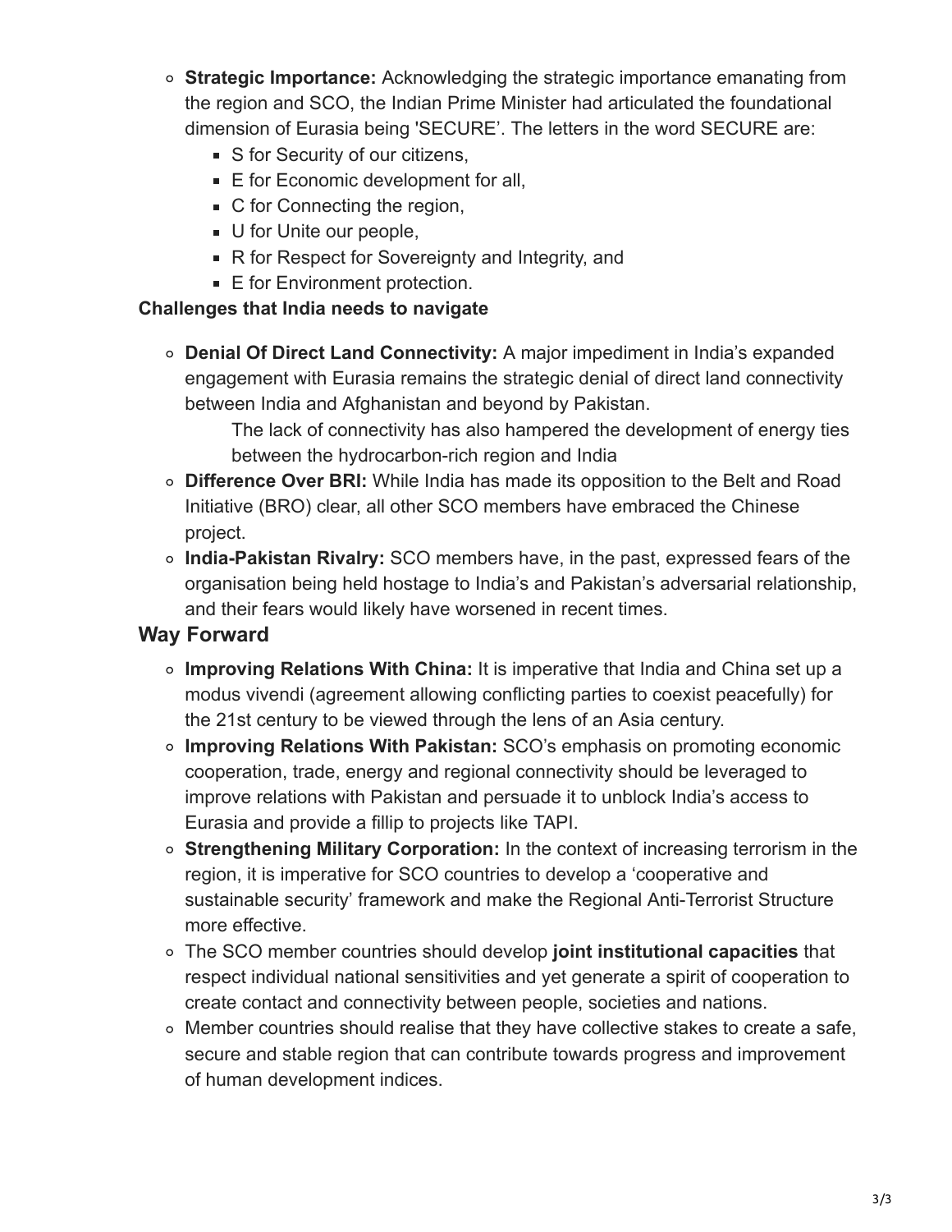- **Strategic Importance:** Acknowledging the strategic importance emanating from the region and SCO, the Indian Prime Minister had articulated the foundational dimension of Eurasia being 'SECURE'. The letters in the word SECURE are:
  - S for Security of our citizens,
  - E for Economic development for all,
  - C for Connecting the region,
  - U for Unite our people,
  - R for Respect for Sovereignty and Integrity, and
  - E for Environment protection.

**Challenges that India needs to navigate**

- **Denial Of Direct Land Connectivity:** A major impediment in India's expanded engagement with Eurasia remains the strategic denial of direct land connectivity between India and Afghanistan and beyond by Pakistan.
  - The lack of connectivity has also hampered the development of energy ties between the hydrocarbon-rich region and India
- **Difference Over BRI:** While India has made its opposition to the Belt and Road Initiative (BRO) clear, all other SCO members have embraced the Chinese project.
- **India-Pakistan Rivalry:** SCO members have, in the past, expressed fears of the organisation being held hostage to India's and Pakistan's adversarial relationship, and their fears would likely have worsened in recent times.

## Way Forward

- **Improving Relations With China:** It is imperative that India and China set up a modus vivendi (agreement allowing conflicting parties to coexist peacefully) for the 21st century to be viewed through the lens of an Asia century.
- **Improving Relations With Pakistan:** SCO's emphasis on promoting economic cooperation, trade, energy and regional connectivity should be leveraged to improve relations with Pakistan and persuade it to unblock India's access to Eurasia and provide a fillip to projects like TAPI.
- **Strengthening Military Corporation:** In the context of increasing terrorism in the region, it is imperative for SCO countries to develop a 'cooperative and sustainable security' framework and make the Regional Anti-Terrorist Structure more effective.
- The SCO member countries should develop **joint institutional capacities** that respect individual national sensitivities and yet generate a spirit of cooperation to create contact and connectivity between people, societies and nations.
- Member countries should realise that they have collective stakes to create a safe, secure and stable region that can contribute towards progress and improvement of human development indices.